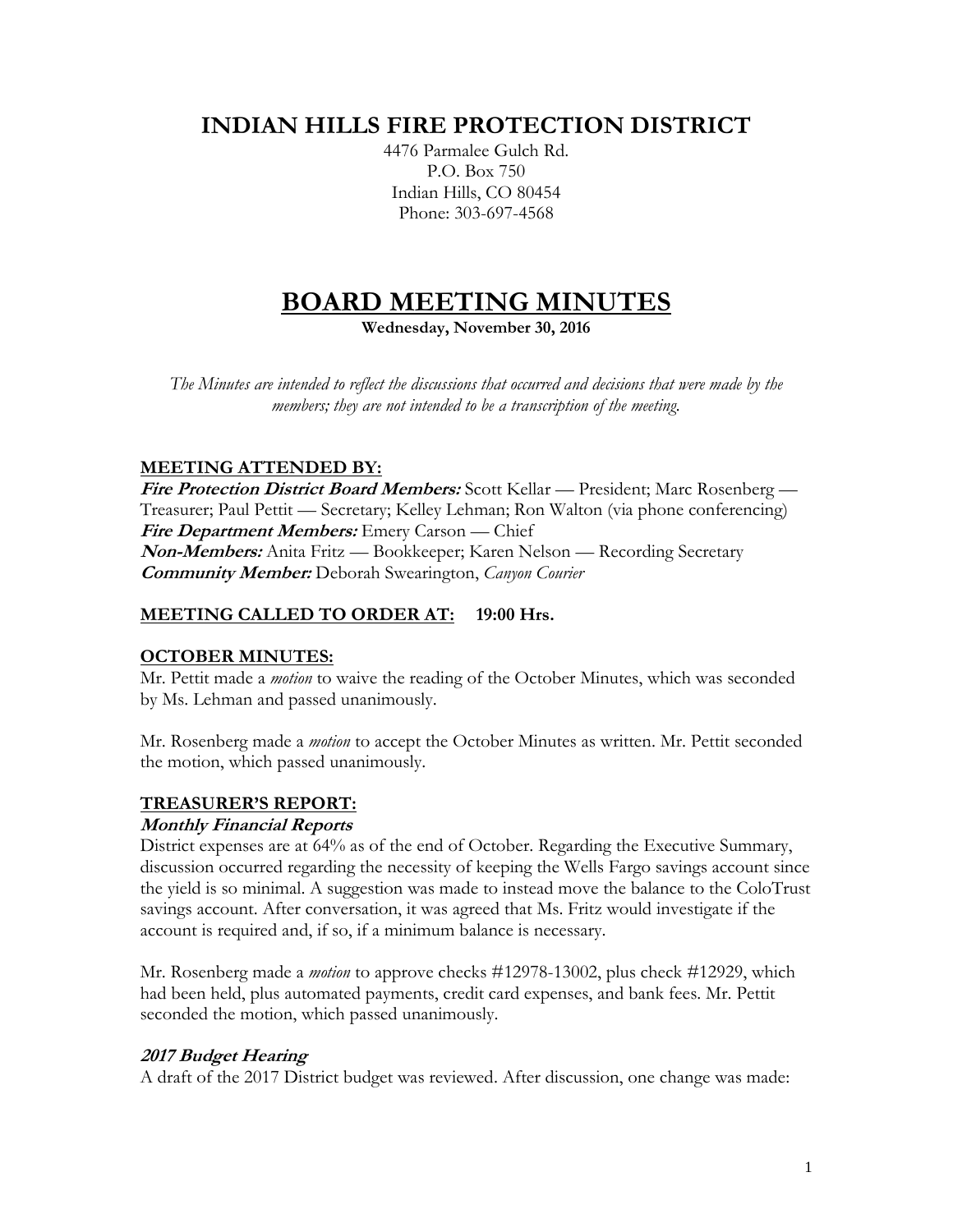# INDIAN HILLS FIRE PROTECTION DISTRICT

4476 Parmalee Gulch Rd.
P.O. Box 750
Indian Hills, CO 80454
Phone: 303-697-4568

# BOARD MEETING MINUTES

**Wednesday, November 30, 2016**

*The Minutes are intended to reflect the discussions that occurred and decisions that were made by the members; they are not intended to be a transcription of the meeting.*

## MEETING ATTENDED BY:

***Fire Protection District Board Members:*** Scott Kellar — President; Marc Rosenberg — Treasurer; Paul Pettit — Secretary; Kelley Lehman; Ron Walton (via phone conferencing)
***Fire Department Members:*** Emery Carson — Chief
***Non-Members:*** Anita Fritz — Bookkeeper; Karen Nelson — Recording Secretary
***Community Member:*** Deborah Swearington, *Canyon Courier*

## MEETING CALLED TO ORDER AT: 19:00 Hrs.

## OCTOBER MINUTES:

Mr. Pettit made a *motion* to waive the reading of the October Minutes, which was seconded by Ms. Lehman and passed unanimously.

Mr. Rosenberg made a *motion* to accept the October Minutes as written. Mr. Pettit seconded the motion, which passed unanimously.

## TREASURER'S REPORT:

### *Monthly Financial Reports*

District expenses are at 64% as of the end of October. Regarding the Executive Summary, discussion occurred regarding the necessity of keeping the Wells Fargo savings account since the yield is so minimal. A suggestion was made to instead move the balance to the ColoTrust savings account. After conversation, it was agreed that Ms. Fritz would investigate if the account is required and, if so, if a minimum balance is necessary.

Mr. Rosenberg made a *motion* to approve checks #12978-13002, plus check #12929, which had been held, plus automated payments, credit card expenses, and bank fees. Mr. Pettit seconded the motion, which passed unanimously.

### *2017 Budget Hearing*

A draft of the 2017 District budget was reviewed. After discussion, one change was made: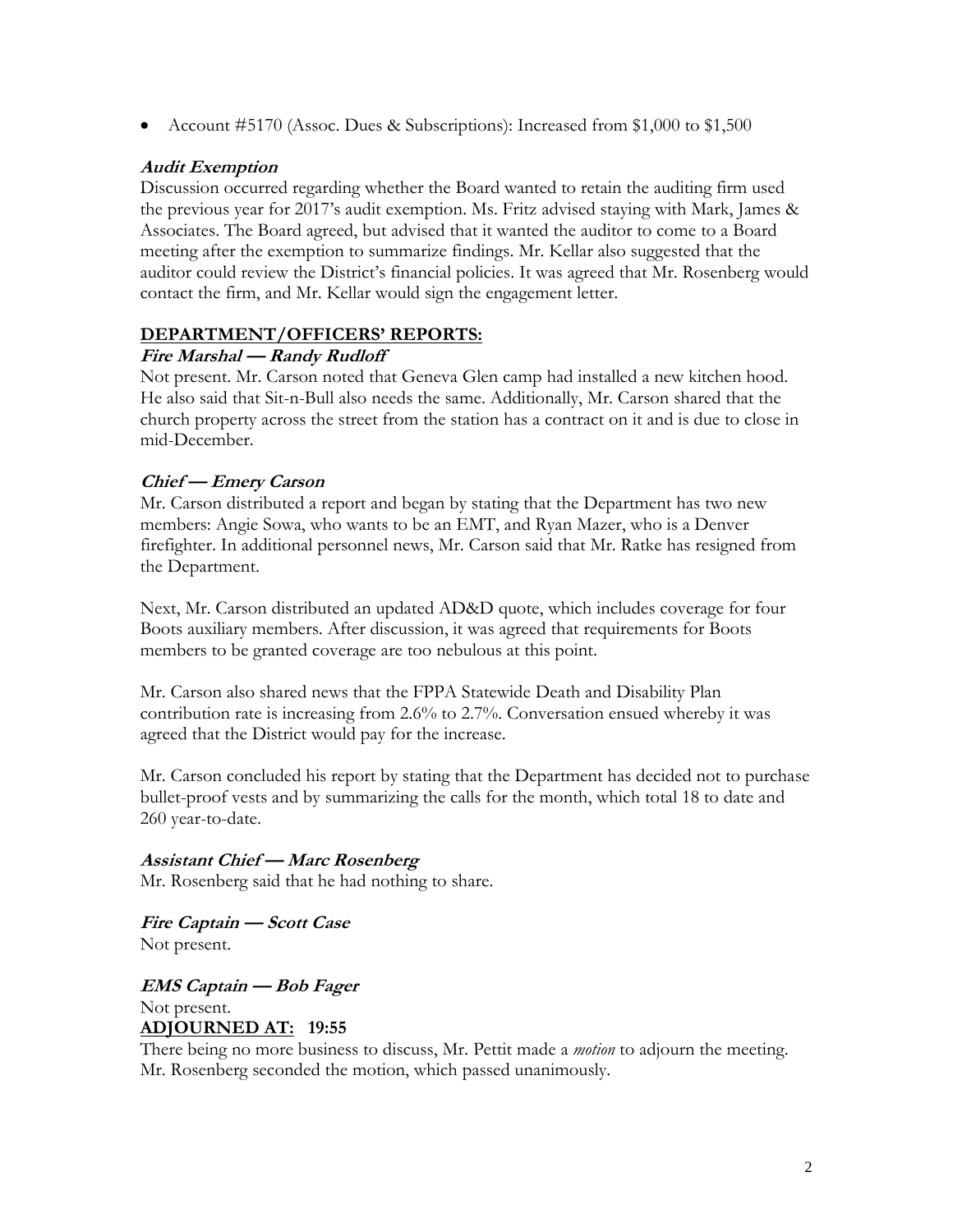- Account #5170 (Assoc. Dues & Subscriptions): Increased from $1,000 to $1,500

***Audit Exemption***

Discussion occurred regarding whether the Board wanted to retain the auditing firm used the previous year for 2017's audit exemption. Ms. Fritz advised staying with Mark, James & Associates. The Board agreed, but advised that it wanted the auditor to come to a Board meeting after the exemption to summarize findings. Mr. Kellar also suggested that the auditor could review the District's financial policies. It was agreed that Mr. Rosenberg would contact the firm, and Mr. Kellar would sign the engagement letter.

**DEPARTMENT/OFFICERS' REPORTS:**

***Fire Marshal — Randy Rudloff***

Not present. Mr. Carson noted that Geneva Glen camp had installed a new kitchen hood. He also said that Sit-n-Bull also needs the same. Additionally, Mr. Carson shared that the church property across the street from the station has a contract on it and is due to close in mid-December.

***Chief — Emery Carson***

Mr. Carson distributed a report and began by stating that the Department has two new members: Angie Sowa, who wants to be an EMT, and Ryan Mazer, who is a Denver firefighter. In additional personnel news, Mr. Carson said that Mr. Ratke has resigned from the Department.

Next, Mr. Carson distributed an updated AD&D quote, which includes coverage for four Boots auxiliary members. After discussion, it was agreed that requirements for Boots members to be granted coverage are too nebulous at this point.

Mr. Carson also shared news that the FPPA Statewide Death and Disability Plan contribution rate is increasing from 2.6% to 2.7%. Conversation ensued whereby it was agreed that the District would pay for the increase.

Mr. Carson concluded his report by stating that the Department has decided not to purchase bullet-proof vests and by summarizing the calls for the month, which total 18 to date and 260 year-to-date.

***Assistant Chief — Marc Rosenberg***

Mr. Rosenberg said that he had nothing to share.

***Fire Captain — Scott Case***

Not present.

***EMS Captain — Bob Fager***

Not present.

**ADJOURNED AT: 19:55**

There being no more business to discuss, Mr. Pettit made a *motion* to adjourn the meeting. Mr. Rosenberg seconded the motion, which passed unanimously.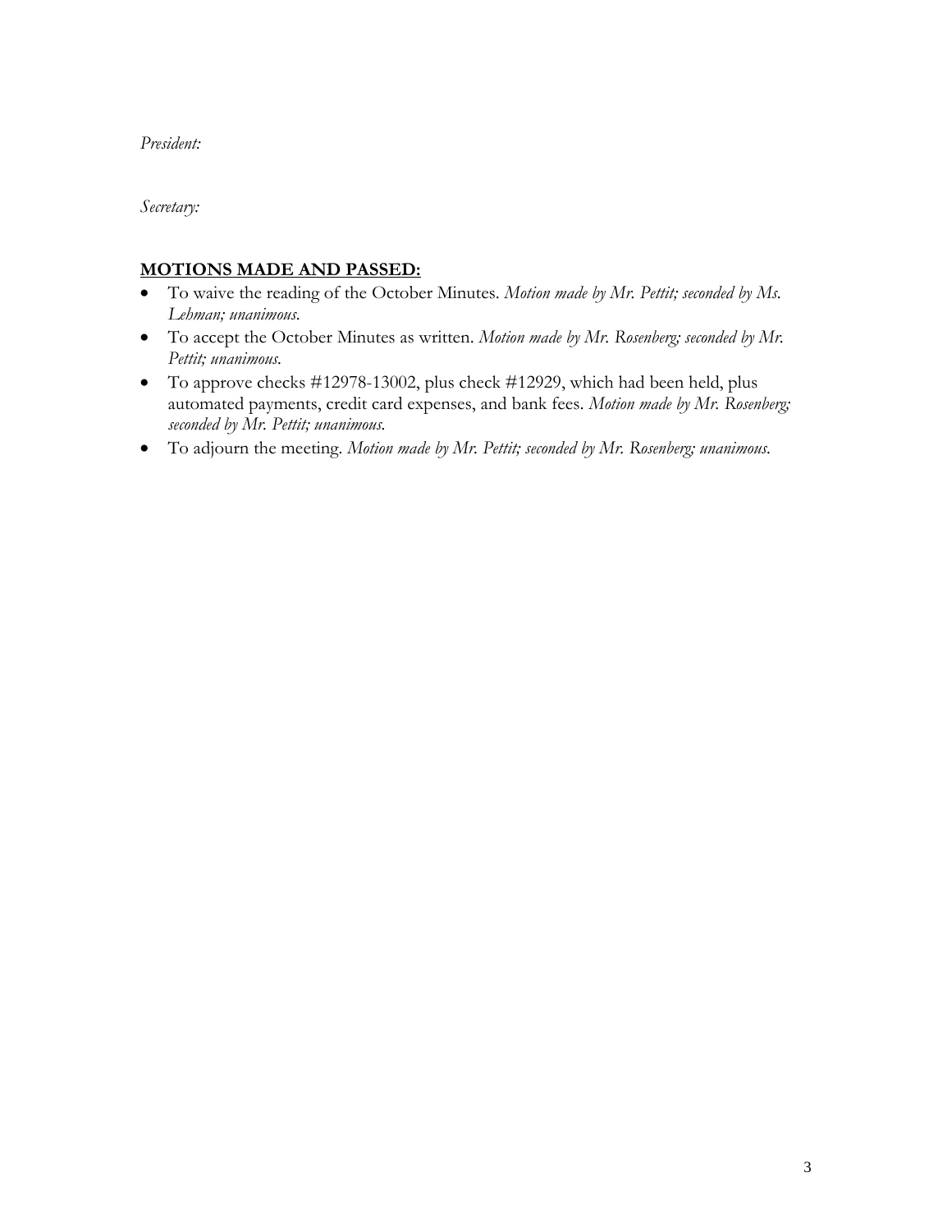*President:*

*Secretary:*

**MOTIONS MADE AND PASSED:**

- To waive the reading of the October Minutes. *Motion made by Mr. Pettit; seconded by Ms. Lehman; unanimous.*
- To accept the October Minutes as written. *Motion made by Mr. Rosenberg; seconded by Mr. Pettit; unanimous.*
- To approve checks #12978-13002, plus check #12929, which had been held, plus automated payments, credit card expenses, and bank fees. *Motion made by Mr. Rosenberg; seconded by Mr. Pettit; unanimous.*
- To adjourn the meeting. *Motion made by Mr. Pettit; seconded by Mr. Rosenberg; unanimous.*